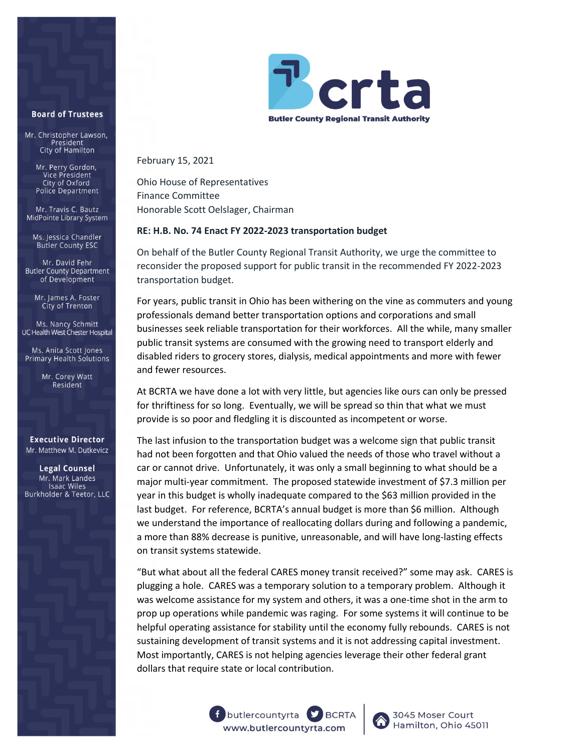**Butler County Regional Transit Authority**

**Board of Trustees**

Mr. Christopher Lawson, President
City of Hamilton

Mr. Perry Gordon, Vice President
City of Oxford Police Department

Mr. Travis C. Bautz
MidPointe Library System

Ms. Jessica Chandler
Butler County ESC

Mr. David Fehr
Butler County Department of Development

Mr. James A. Foster
City of Trenton

Ms. Nancy Schmitt
UC Health West Chester Hospital

Ms. Anita Scott Jones
Primary Health Solutions

Mr. Corey Watt
Resident

**Executive Director**
Mr. Matthew M. Dutkevicz

**Legal Counsel**
Mr. Mark Landes
Isaac Wiles
Burkholder & Teetor, LLC

February 15, 2021

Ohio House of Representatives
Finance Committee
Honorable Scott Oelslager, Chairman

**RE: H.B. No. 74 Enact FY 2022-2023 transportation budget**

On behalf of the Butler County Regional Transit Authority, we urge the committee to reconsider the proposed support for public transit in the recommended FY 2022-2023 transportation budget.

For years, public transit in Ohio has been withering on the vine as commuters and young professionals demand better transportation options and corporations and small businesses seek reliable transportation for their workforces. All the while, many smaller public transit systems are consumed with the growing need to transport elderly and disabled riders to grocery stores, dialysis, medical appointments and more with fewer and fewer resources.

At BCRTA we have done a lot with very little, but agencies like ours can only be pressed for thriftiness for so long. Eventually, we will be spread so thin that what we must provide is so poor and fledgling it is discounted as incompetent or worse.

The last infusion to the transportation budget was a welcome sign that public transit had not been forgotten and that Ohio valued the needs of those who travel without a car or cannot drive. Unfortunately, it was only a small beginning to what should be a major multi-year commitment. The proposed statewide investment of $7.3 million per year in this budget is wholly inadequate compared to the $63 million provided in the last budget. For reference, BCRTA's annual budget is more than $6 million. Although we understand the importance of reallocating dollars during and following a pandemic, a more than 88% decrease is punitive, unreasonable, and will have long-lasting effects on transit systems statewide.

"But what about all the federal CARES money transit received?" some may ask. CARES is plugging a hole. CARES was a temporary solution to a temporary problem. Although it was welcome assistance for my system and others, it was a one-time shot in the arm to prop up operations while pandemic was raging. For some systems it will continue to be helpful operating assistance for stability until the economy fully rebounds. CARES is not sustaining development of transit systems and it is not addressing capital investment. Most importantly, CARES is not helping agencies leverage their other federal grant dollars that require state or local contribution.

butlercountyrta | BCRTA
www.butlercountyrta.com
3045 Moser Court
Hamilton, Ohio 45011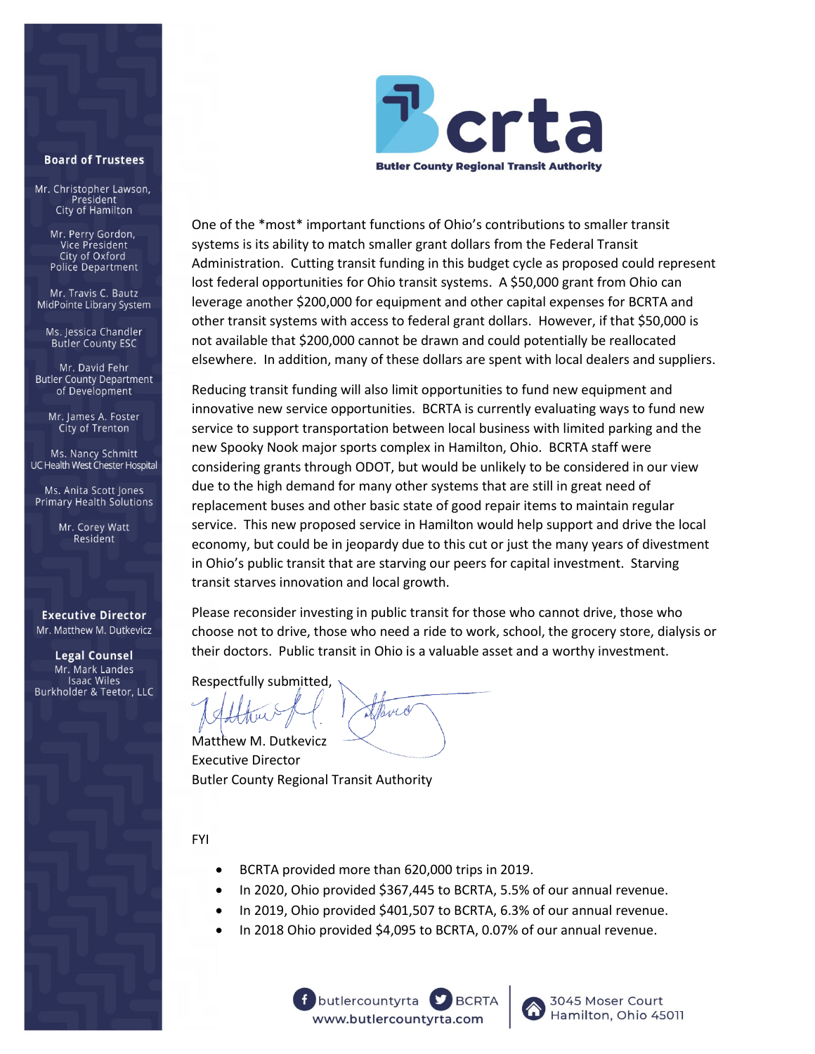**Board of Trustees**

Mr. Christopher Lawson, President
City of Hamilton

Mr. Perry Gordon, Vice President
City of Oxford Police Department

Mr. Travis C. Bautz
MidPointe Library System

Ms. Jessica Chandler
Butler County ESC

Mr. David Fehr
Butler County Department of Development

Mr. James A. Foster
City of Trenton

Ms. Nancy Schmitt
UC Health West Chester Hospital

Ms. Anita Scott Jones
Primary Health Solutions

Mr. Corey Watt
Resident

**Executive Director**
Mr. Matthew M. Dutkevicz

**Legal Counsel**
Mr. Mark Landes
Isaac Wiles Burkholder & Teetor, LLC

Bcrta
Butler County Regional Transit Authority

One of the *most* important functions of Ohio's contributions to smaller transit systems is its ability to match smaller grant dollars from the Federal Transit Administration. Cutting transit funding in this budget cycle as proposed could represent lost federal opportunities for Ohio transit systems. A $50,000 grant from Ohio can leverage another $200,000 for equipment and other capital expenses for BCRTA and other transit systems with access to federal grant dollars. However, if that $50,000 is not available that $200,000 cannot be drawn and could potentially be reallocated elsewhere. In addition, many of these dollars are spent with local dealers and suppliers.

Reducing transit funding will also limit opportunities to fund new equipment and innovative new service opportunities. BCRTA is currently evaluating ways to fund new service to support transportation between local business with limited parking and the new Spooky Nook major sports complex in Hamilton, Ohio. BCRTA staff were considering grants through ODOT, but would be unlikely to be considered in our view due to the high demand for many other systems that are still in great need of replacement buses and other basic state of good repair items to maintain regular service. This new proposed service in Hamilton would help support and drive the local economy, but could be in jeopardy due to this cut or just the many years of divestment in Ohio's public transit that are starving our peers for capital investment. Starving transit starves innovation and local growth.

Please reconsider investing in public transit for those who cannot drive, those who choose not to drive, those who need a ride to work, school, the grocery store, dialysis or their doctors. Public transit in Ohio is a valuable asset and a worthy investment.

Respectfully submitted,

Matthew M. Dutkevicz
Executive Director
Butler County Regional Transit Authority

FYI

- BCRTA provided more than 620,000 trips in 2019.
- In 2020, Ohio provided $367,445 to BCRTA, 5.5% of our annual revenue.
- In 2019, Ohio provided $401,507 to BCRTA, 6.3% of our annual revenue.
- In 2018 Ohio provided $4,095 to BCRTA, 0.07% of our annual revenue.

butlercountyrta BCRTA
www.butlercountyrta.com
3045 Moser Court
Hamilton, Ohio 45011